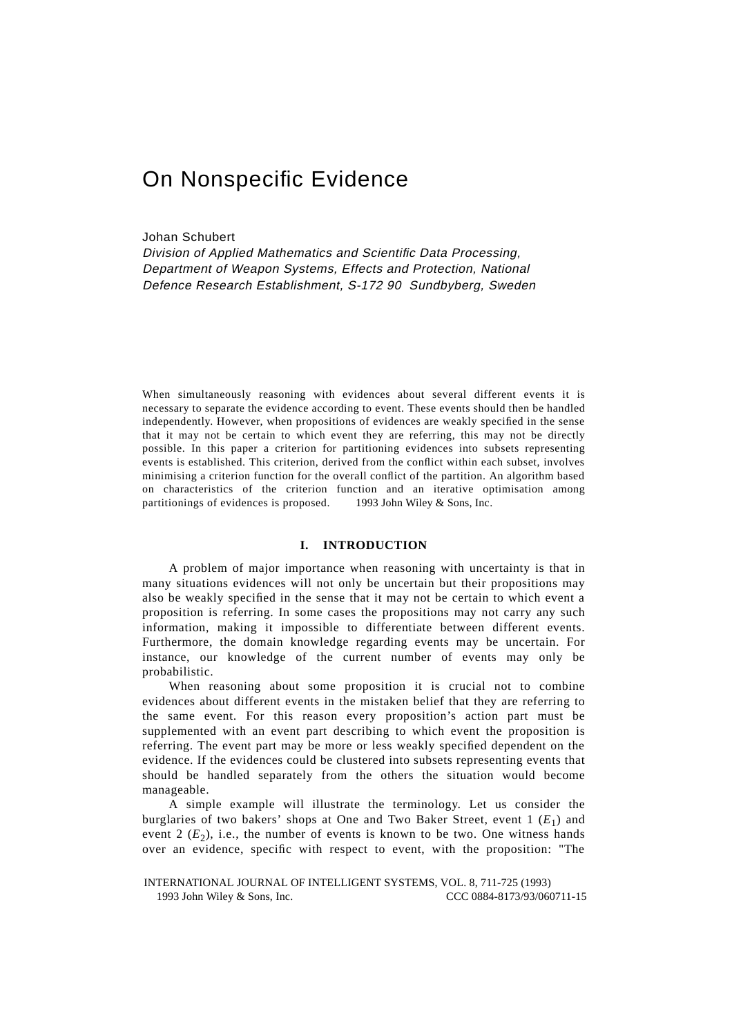# On Nonspecific Evidence

Johan Schubert

*Division of Applied Mathematics and Scientific Data Processing, Department of Weapon Systems, Effects and Protection, National Defence Research Establishment, S-172 90 Sundbyberg, Sweden*

When simultaneously reasoning with evidences about several different events it is necessary to separate the evidence according to event. These events should then be handled independently. However, when propositions of evidences are weakly specified in the sense that it may not be certain to which event they are referring, this may not be directly possible. In this paper a criterion for partitioning evidences into subsets representing events is established. This criterion, derived from the conflict within each subset, involves minimising a criterion function for the overall conflict of the partition. An algorithm based on characteristics of the criterion function and an iterative optimisation among partitionings of evidences is proposed. 1993 John Wiley & Sons, Inc.

## I. INTRODUCTION

A problem of major importance when reasoning with uncertainty is that in many situations evidences will not only be uncertain but their propositions may also be weakly specified in the sense that it may not be certain to which event a proposition is referring. In some cases the propositions may not carry any such information, making it impossible to differentiate between different events. Furthermore, the domain knowledge regarding events may be uncertain. For instance, our knowledge of the current number of events may only be probabilistic.

When reasoning about some proposition it is crucial not to combine evidences about different events in the mistaken belief that they are referring to the same event. For this reason every proposition's action part must be supplemented with an event part describing to which event the proposition is referring. The event part may be more or less weakly specified dependent on the evidence. If the evidences could be clustered into subsets representing events that should be handled separately from the others the situation would become manageable.

A simple example will illustrate the terminology. Let us consider the burglaries of two bakers' shops at One and Two Baker Street, event 1 ($E_1$) and event 2 ($E_2$), i.e., the number of events is known to be two. One witness hands over an evidence, specific with respect to event, with the proposition: "The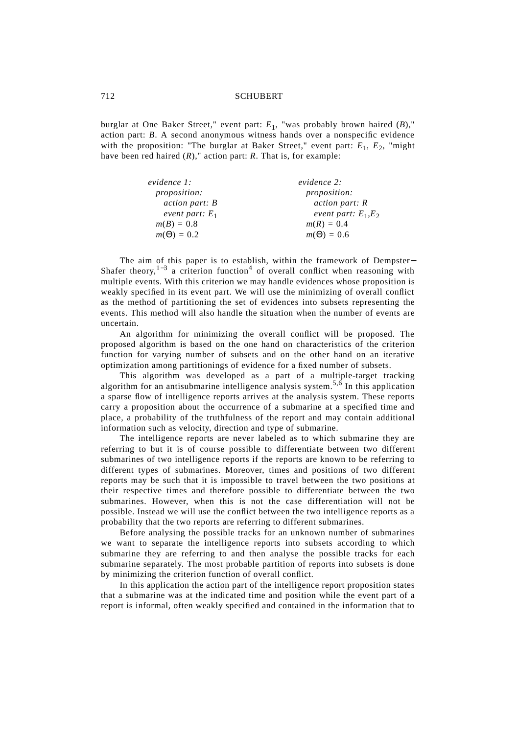burglar at One Baker Street," event part: $E_1$, "was probably brown haired ($B$)," action part: $B$. A second anonymous witness hands over a nonspecific evidence with the proposition: "The burglar at Baker Street," event part: $E_1$, $E_2$, "might have been red haired ($R$)," action part: $R$. That is, for example:

| *evidence 1:* | *evidence 2:* |
|---|---|
| *proposition:* | *proposition:* |
| *action part: B* | *action part: R* |
| *event part:* $E_1$ | *event part:* $E_1$,$E_2$ |
| $m(B) = 0.8$ | $m(R) = 0.4$ |
| $m(\Theta) = 0.2$ | $m(\Theta) = 0.6$ |

The aim of this paper is to establish, within the framework of Dempster–Shafer theory,[1–3] a criterion function[4] of overall conflict when reasoning with multiple events. With this criterion we may handle evidences whose proposition is weakly specified in its event part. We will use the minimizing of overall conflict as the method of partitioning the set of evidences into subsets representing the events. This method will also handle the situation when the number of events are uncertain.

An algorithm for minimizing the overall conflict will be proposed. The proposed algorithm is based on the one hand on characteristics of the criterion function for varying number of subsets and on the other hand on an iterative optimization among partitionings of evidence for a fixed number of subsets.

This algorithm was developed as a part of a multiple-target tracking algorithm for an antisubmarine intelligence analysis system.[5,6] In this application a sparse flow of intelligence reports arrives at the analysis system. These reports carry a proposition about the occurrence of a submarine at a specified time and place, a probability of the truthfulness of the report and may contain additional information such as velocity, direction and type of submarine.

The intelligence reports are never labeled as to which submarine they are referring to but it is of course possible to differentiate between two different submarines of two intelligence reports if the reports are known to be referring to different types of submarines. Moreover, times and positions of two different reports may be such that it is impossible to travel between the two positions at their respective times and therefore possible to differentiate between the two submarines. However, when this is not the case differentiation will not be possible. Instead we will use the conflict between the two intelligence reports as a probability that the two reports are referring to different submarines.

Before analysing the possible tracks for an unknown number of submarines we want to separate the intelligence reports into subsets according to which submarine they are referring to and then analyse the possible tracks for each submarine separately. The most probable partition of reports into subsets is done by minimizing the criterion function of overall conflict.

In this application the action part of the intelligence report proposition states that a submarine was at the indicated time and position while the event part of a report is informal, often weakly specified and contained in the information that to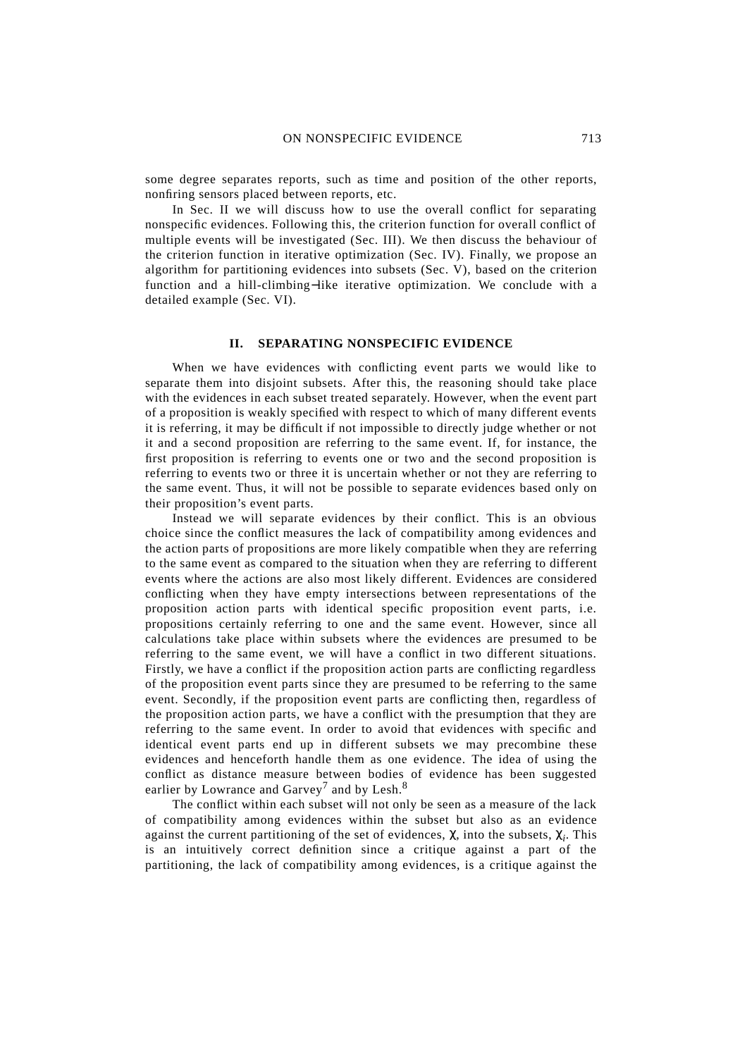some degree separates reports, such as time and position of the other reports, nonfiring sensors placed between reports, etc.

In Sec. II we will discuss how to use the overall conflict for separating nonspecific evidences. Following this, the criterion function for overall conflict of multiple events will be investigated (Sec. III). We then discuss the behaviour of the criterion function in iterative optimization (Sec. IV). Finally, we propose an algorithm for partitioning evidences into subsets (Sec. V), based on the criterion function and a hill-climbing–like iterative optimization. We conclude with a detailed example (Sec. VI).

## II. SEPARATING NONSPECIFIC EVIDENCE

When we have evidences with conflicting event parts we would like to separate them into disjoint subsets. After this, the reasoning should take place with the evidences in each subset treated separately. However, when the event part of a proposition is weakly specified with respect to which of many different events it is referring, it may be difficult if not impossible to directly judge whether or not it and a second proposition are referring to the same event. If, for instance, the first proposition is referring to events one or two and the second proposition is referring to events two or three it is uncertain whether or not they are referring to the same event. Thus, it will not be possible to separate evidences based only on their proposition's event parts.

Instead we will separate evidences by their conflict. This is an obvious choice since the conflict measures the lack of compatibility among evidences and the action parts of propositions are more likely compatible when they are referring to the same event as compared to the situation when they are referring to different events where the actions are also most likely different. Evidences are considered conflicting when they have empty intersections between representations of the proposition action parts with identical specific proposition event parts, i.e. propositions certainly referring to one and the same event. However, since all calculations take place within subsets where the evidences are presumed to be referring to the same event, we will have a conflict in two different situations. Firstly, we have a conflict if the proposition action parts are conflicting regardless of the proposition event parts since they are presumed to be referring to the same event. Secondly, if the proposition event parts are conflicting then, regardless of the proposition action parts, we have a conflict with the presumption that they are referring to the same event. In order to avoid that evidences with specific and identical event parts end up in different subsets we may precombine these evidences and henceforth handle them as one evidence. The idea of using the conflict as distance measure between bodies of evidence has been suggested earlier by Lowrance and Garvey[7] and by Lesh.[8]

The conflict within each subset will not only be seen as a measure of the lack of compatibility among evidences within the subset but also as an evidence against the current partitioning of the set of evidences, $\chi$, into the subsets, $\chi_i$. This is an intuitively correct definition since a critique against a part of the partitioning, the lack of compatibility among evidences, is a critique against the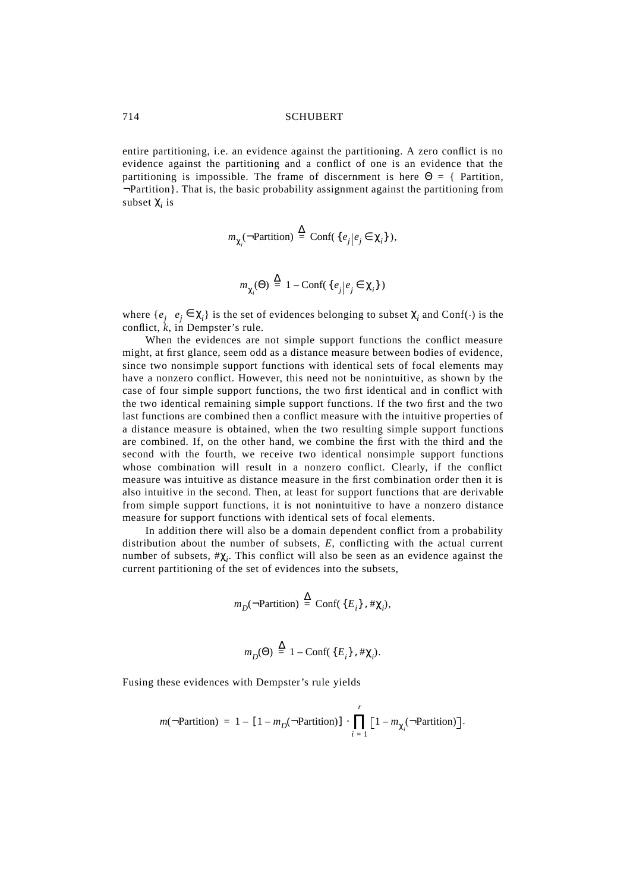entire partitioning, i.e. an evidence against the partitioning. A zero conflict is no evidence against the partitioning and a conflict of one is an evidence that the partitioning is impossible. The frame of discernment is here $\Theta = \{$ Partition, $\neg$Partition$\}$. That is, the basic probability assignment against the partitioning from subset $\chi_i$ is

$$m_{\chi_i}(\neg\text{Partition}) \stackrel{\Delta}{=} \text{Conf}(\{e_j | e_j \in \chi_i\}),$$

$$m_{\chi_i}(\Theta) \stackrel{\Delta}{=} 1 - \text{Conf}(\{e_j | e_j \in \chi_i\})$$

where $\{e_j \mid e_j \in \chi_i\}$ is the set of evidences belonging to subset $\chi_i$ and $\text{Conf}(\cdot)$ is the conflict, $k$, in Dempster's rule.

When the evidences are not simple support functions the conflict measure might, at first glance, seem odd as a distance measure between bodies of evidence, since two nonsimple support functions with identical sets of focal elements may have a nonzero conflict. However, this need not be nonintuitive, as shown by the case of four simple support functions, the two first identical and in conflict with the two identical remaining simple support functions. If the two first and the two last functions are combined then a conflict measure with the intuitive properties of a distance measure is obtained, when the two resulting simple support functions are combined. If, on the other hand, we combine the first with the third and the second with the fourth, we receive two identical nonsimple support functions whose combination will result in a nonzero conflict. Clearly, if the conflict measure was intuitive as distance measure in the first combination order then it is also intuitive in the second. Then, at least for support functions that are derivable from simple support functions, it is not nonintuitive to have a nonzero distance measure for support functions with identical sets of focal elements.

In addition there will also be a domain dependent conflict from a probability distribution about the number of subsets, $E$, conflicting with the actual current number of subsets, $\#\chi_i$. This conflict will also be seen as an evidence against the current partitioning of the set of evidences into the subsets,

$$m_D(\neg\text{Partition}) \stackrel{\Delta}{=} \text{Conf}(\{E_i\}, \#\chi_i),$$

$$m_D(\Theta) \stackrel{\Delta}{=} 1 - \text{Conf}(\{E_i\}, \#\chi_i).$$

Fusing these evidences with Dempster's rule yields

$$m(\neg\text{Partition}) = 1 - [1 - m_D(\neg\text{Partition})] \cdot \prod_{i=1}^{r} \left[1 - m_{\chi_i}(\neg\text{Partition})\right].$$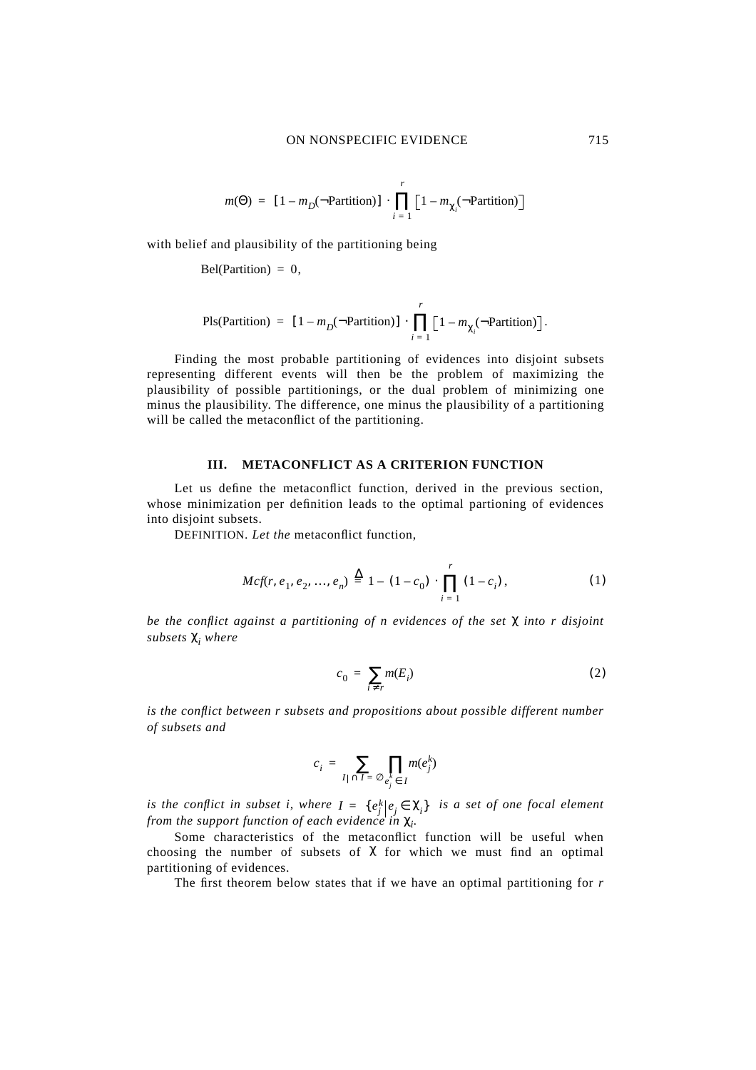$$m(\Theta) = [1 - m_D(\neg\text{Partition})] \cdot \prod_{i=1}^{r} [1 - m_{\chi_i}(\neg\text{Partition})]$$

with belief and plausibility of the partitioning being

$$\text{Bel(Partition)} = 0,$$

$$\text{Pls(Partition)} = [1 - m_D(\neg\text{Partition})] \cdot \prod_{i=1}^{r} [1 - m_{\chi_i}(\neg\text{Partition})].$$

Finding the most probable partitioning of evidences into disjoint subsets representing different events will then be the problem of maximizing the plausibility of possible partitionings, or the dual problem of minimizing one minus the plausibility. The difference, one minus the plausibility of a partitioning will be called the metaconflict of the partitioning.

## III. METACONFLICT AS A CRITERION FUNCTION

Let us define the metaconflict function, derived in the previous section, whose minimization per definition leads to the optimal partioning of evidences into disjoint subsets.

DEFINITION. *Let the* metaconflict function,

$$Mcf(r, e_1, e_2, \ldots, e_n) \triangleq 1 - (1 - c_0) \cdot \prod_{i=1}^{r} (1 - c_i), \tag{1}$$

*be the conflict against a partitioning of n evidences of the set* $\chi$ *into r disjoint subsets* $\chi_i$ *where*

$$c_0 = \sum_{i \neq r} m(E_i) \tag{2}$$

*is the conflict between r subsets and propositions about possible different number of subsets and*

$$c_i = \sum_{I | \cap I = \emptyset} \prod_{e_j^k \in I} m(e_j^k)$$

*is the conflict in subset i, where* $I = \{e_j^k | e_j \in \chi_i\}$ *is a set of one focal element from the support function of each evidence in* $\chi_i$.

Some characteristics of the metaconflict function will be useful when choosing the number of subsets of $\chi$ for which we must find an optimal partitioning of evidences.

The first theorem below states that if we have an optimal partitioning for *r*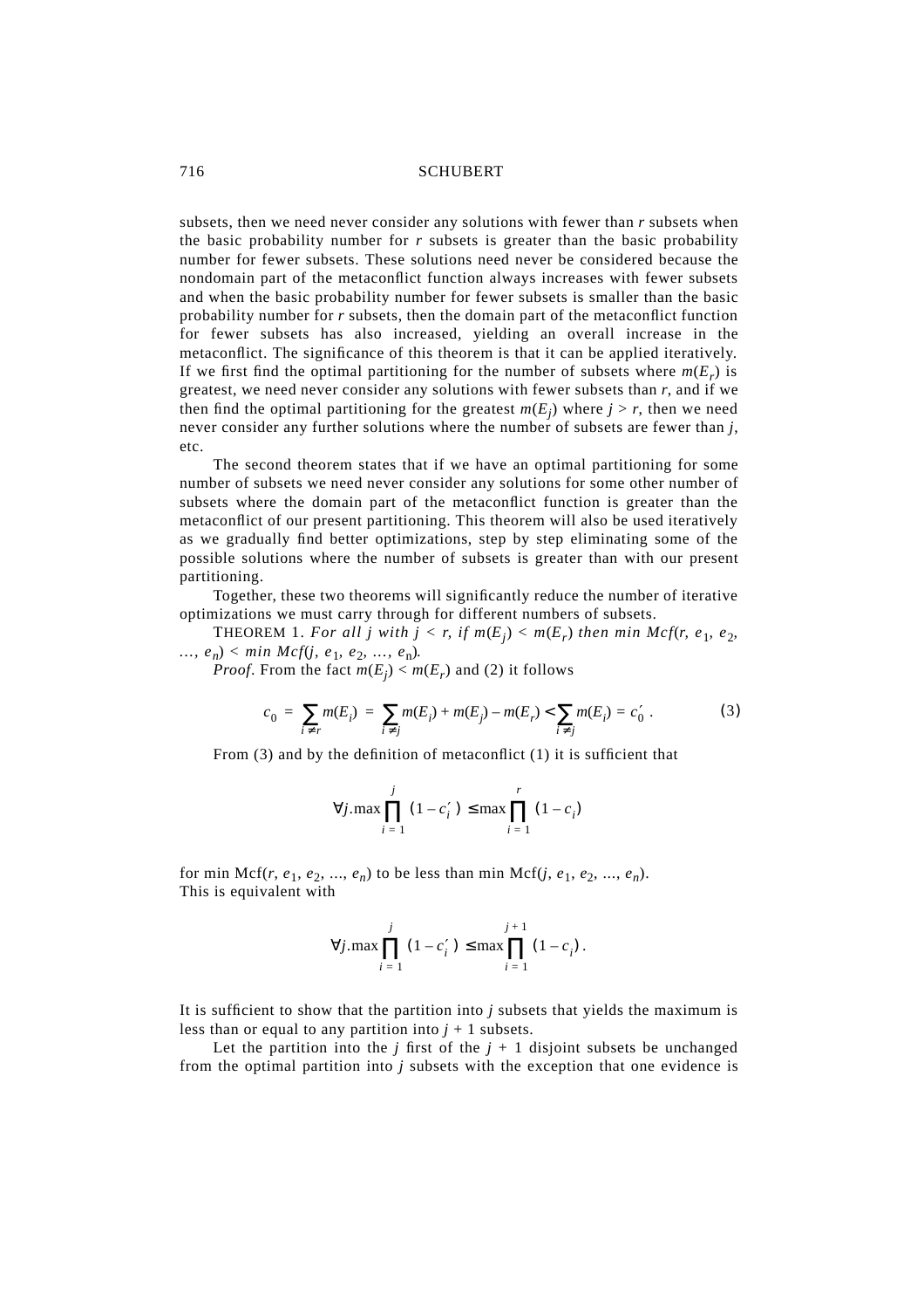subsets, then we need never consider any solutions with fewer than $r$ subsets when the basic probability number for $r$ subsets is greater than the basic probability number for fewer subsets. These solutions need never be considered because the nondomain part of the metaconflict function always increases with fewer subsets and when the basic probability number for fewer subsets is smaller than the basic probability number for $r$ subsets, then the domain part of the metaconflict function for fewer subsets has also increased, yielding an overall increase in the metaconflict. The significance of this theorem is that it can be applied iteratively. If we first find the optimal partitioning for the number of subsets where $m(E_r)$ is greatest, we need never consider any solutions with fewer subsets than $r$, and if we then find the optimal partitioning for the greatest $m(E_j)$ where $j > r$, then we need never consider any further solutions where the number of subsets are fewer than $j$, etc.

The second theorem states that if we have an optimal partitioning for some number of subsets we need never consider any solutions for some other number of subsets where the domain part of the metaconflict function is greater than the metaconflict of our present partitioning. This theorem will also be used iteratively as we gradually find better optimizations, step by step eliminating some of the possible solutions where the number of subsets is greater than with our present partitioning.

Together, these two theorems will significantly reduce the number of iterative optimizations we must carry through for different numbers of subsets.

THEOREM 1. *For all $j$ with $j < r$, if $m(E_j) < m(E_r)$ then min $Mcf(r, e_1, e_2, \ldots, e_n)$ < min $Mcf(j, e_1, e_2, \ldots, e_n)$.*

*Proof*. From the fact $m(E_j) < m(E_r)$ and (2) it follows

$$c_0 = \sum_{i \neq r} m(E_i) = \sum_{i \neq j} m(E_i) + m(E_j) - m(E_r) < \sum_{i \neq j} m(E_i) = c_0' . \tag{3}$$

From (3) and by the definition of metaconflict (1) it is sufficient that

$$\forall j . \max \prod_{i=1}^{j} (1 - c_i') \leq \max \prod_{i=1}^{r} (1 - c_i)$$

for min Mcf($r, e_1, e_2, \ldots, e_n$) to be less than min Mcf($j, e_1, e_2, \ldots, e_n$).
This is equivalent with

$$\forall j . \max \prod_{i=1}^{j} (1 - c_i') \leq \max \prod_{i=1}^{j+1} (1 - c_i) .$$

It is sufficient to show that the partition into $j$ subsets that yields the maximum is less than or equal to any partition into $j + 1$ subsets.

Let the partition into the $j$ first of the $j + 1$ disjoint subsets be unchanged from the optimal partition into $j$ subsets with the exception that one evidence is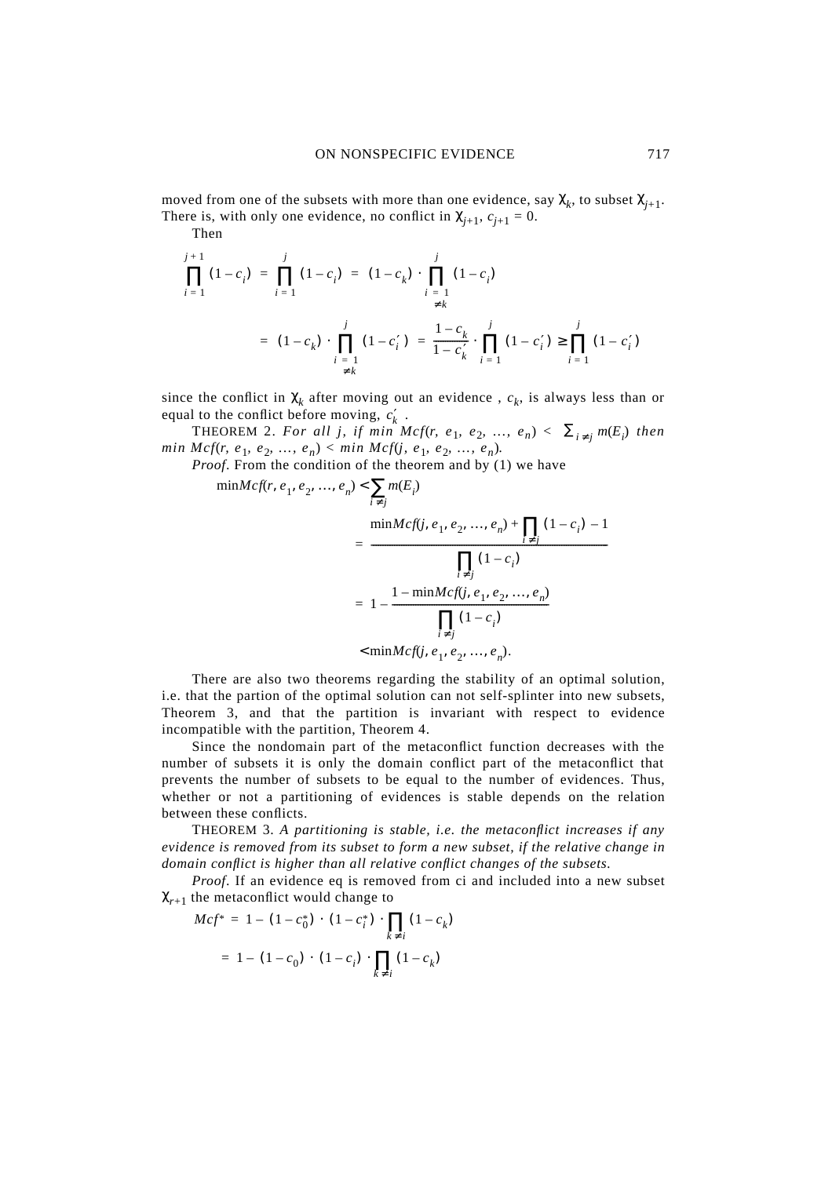moved from one of the subsets with more than one evidence, say $\chi_k$, to subset $\chi_{j+1}$. There is, with only one evidence, no conflict in $\chi_{j+1}$, $c_{j+1} = 0$.

Then

$$\prod_{i=1}^{j+1} (1-c_i) = \prod_{i=1}^{j} (1-c_i) = (1-c_k) \cdot \prod_{\substack{i=1 \\ \neq k}}^{j} (1-c_i)$$

$$= (1-c_k) \cdot \prod_{\substack{i=1 \\ \neq k}}^{j} (1-c_i') = \frac{1-c_k}{1-c_k'} \cdot \prod_{i=1}^{j} (1-c_i') \geq \prod_{i=1}^{j} (1-c_i')$$

since the conflict in $\chi_k$ after moving out an evidence , $c_k$, is always less than or equal to the conflict before moving, $c_k'$ .

THEOREM 2. *For all j, if min* $Mcf(r, e_1, e_2, \ldots, e_n) < \sum_{i \neq j} m(E_i)$ *then min* $Mcf(r, e_1, e_2, \ldots, e_n) <$ *min* $Mcf(j, e_1, e_2, \ldots, e_n)$.

*Proof*. From the condition of the theorem and by (1) we have

$$\begin{aligned}
\min Mcf(r, e_1, e_2, \ldots, e_n) &< \sum_{i \neq j} m(E_i) \\
&= \frac{\min Mcf(j, e_1, e_2, \ldots, e_n) + \prod_{i \neq j} (1-c_i) - 1}{\prod_{i \neq j} (1-c_i)} \\
&= 1 - \frac{1 - \min Mcf(j, e_1, e_2, \ldots, e_n)}{\prod_{i \neq j} (1-c_i)} \\
&< \min Mcf(j, e_1, e_2, \ldots, e_n).
\end{aligned}$$

There are also two theorems regarding the stability of an optimal solution, i.e. that the partion of the optimal solution can not self-splinter into new subsets, Theorem 3, and that the partition is invariant with respect to evidence incompatible with the partition, Theorem 4.

Since the nondomain part of the metaconflict function decreases with the number of subsets it is only the domain conflict part of the metaconflict that prevents the number of subsets to be equal to the number of evidences. Thus, whether or not a partitioning of evidences is stable depends on the relation between these conflicts.

THEOREM 3. *A partitioning is stable, i.e. the metaconflict increases if any evidence is removed from its subset to form a new subset, if the relative change in domain conflict is higher than all relative conflict changes of the subsets.*

*Proof*. If an evidence eq is removed from ci and included into a new subset $\chi_{r+1}$ the metaconflict would change to

$$\begin{aligned}
Mcf^* &= 1 - (1-c_0^*) \cdot (1-c_i^*) \cdot \prod_{k \neq i} (1-c_k) \\
&= 1 - (1-c_0) \cdot (1-c_i) \cdot \prod_{k \neq i} (1-c_k)
\end{aligned}$$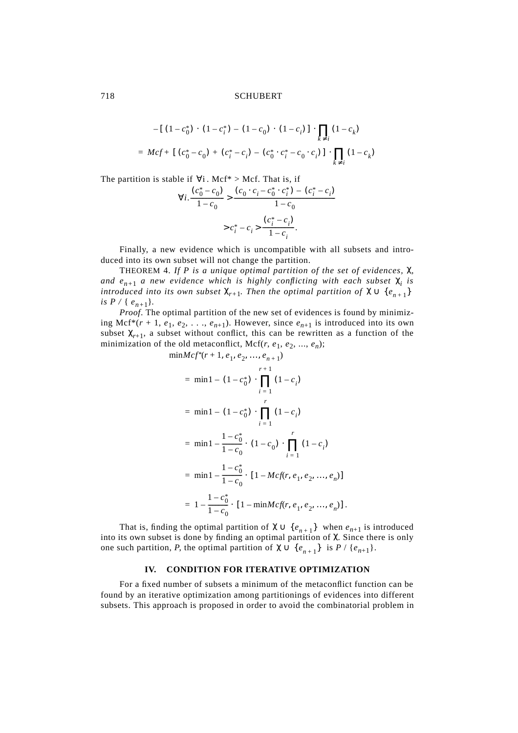$$-[(1-c_0^*)\cdot(1-c_i^*)-(1-c_0)\cdot(1-c_i)]\cdot\prod_{k\neq i}(1-c_k)$$

$$= Mcf + [(c_0^*-c_0)+(c_i^*-c_i)-(c_0^*\cdot c_i^*-c_0\cdot c_i)]\cdot\prod_{k\neq i}(1-c_k)$$

The partition is stable if $\forall i$ . Mcf* > Mcf. That is, if

$$\forall i. \frac{(c_0^*-c_0)}{1-c_0} > \frac{(c_0\cdot c_i - c_0^*\cdot c_i^*)-(c_i^*-c_i)}{1-c_0}$$

$$> c_i^* - c_i > \frac{(c_i^*-c_i)}{1-c_i}.$$

Finally, a new evidence which is uncompatible with all subsets and introduced into its own subset will not change the partition.

THEOREM 4. *If P is a unique optimal partition of the set of evidences*, $\chi$, *and* $e_{n+1}$ *a new evidence which is highly conflicting with each subset* $\chi_i$ *is introduced into its own subset* $\chi_{r+1}$. *Then the optimal partition of* $\chi \cup \{e_{n+1}\}$ *is* $P$ / { $e_{n+1}$}.

*Proof*. The optimal partition of the new set of evidences is found by minimizing Mcf*($r$ + 1, $e_1$, $e_2$, . . ., $e_{n+1}$). However, since $e_{n+1}$ is introduced into its own subset $\chi_{r+1}$, a subset without conflict, this can be rewritten as a function of the minimization of the old metaconflict, Mcf($r$, $e_1$, $e_2$, ..., $e_n$);

$$\min Mcf^*(r+1, e_1, e_2, \ldots, e_{n+1})$$

$$= \min 1-(1-c_0^*)\cdot\prod_{i=1}^{r+1}(1-c_i)$$

$$= \min 1-(1-c_0^*)\cdot\prod_{i=1}^{r}(1-c_i)$$

$$= \min 1-\frac{1-c_0^*}{1-c_0}\cdot(1-c_0)\cdot\prod_{i=1}^{r}(1-c_i)$$

$$= \min 1-\frac{1-c_0^*}{1-c_0}\cdot[1-Mcf(r, e_1, e_2, \ldots, e_n)]$$

$$= 1-\frac{1-c_0^*}{1-c_0}\cdot[1-\min Mcf(r, e_1, e_2, \ldots, e_n)].$$

That is, finding the optimal partition of $\chi \cup \{e_{n+1}\}$ when $e_{n+1}$ is introduced into its own subset is done by finding an optimal partition of $\chi$. Since there is only one such partition, $P$, the optimal partition of $\chi \cup \{e_{n+1}\}$ is $P$ / {$e_{n+1}$}.

## IV. CONDITION FOR ITERATIVE OPTIMIZATION

For a fixed number of subsets a minimum of the metaconflict function can be found by an iterative optimization among partitionings of evidences into different subsets. This approach is proposed in order to avoid the combinatorial problem in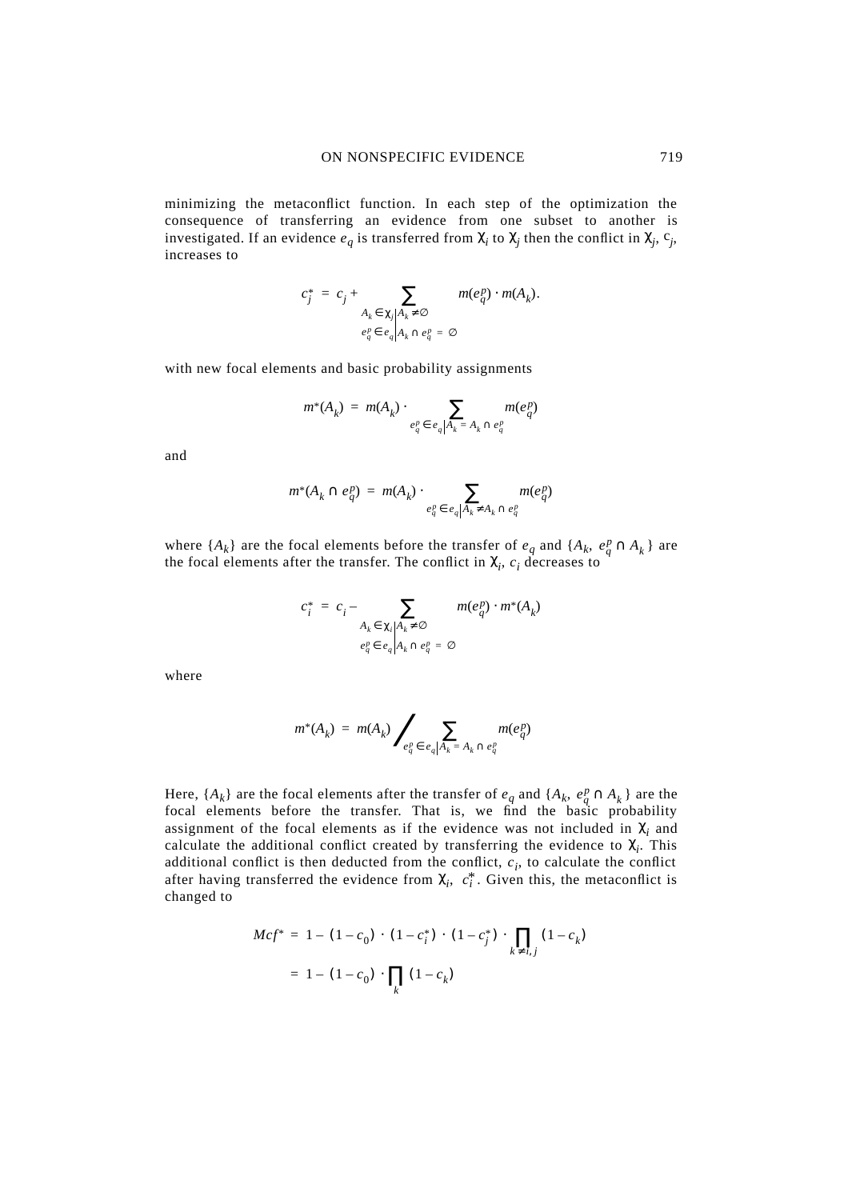minimizing the metaconflict function. In each step of the optimization the consequence of transferring an evidence from one subset to another is investigated. If an evidence $e_q$ is transferred from $\chi_i$ to $\chi_j$ then the conflict in $\chi_j$, $c_j$, increases to

$$c_j^* = c_j + \sum_{\substack{A_k \in \chi_j \mid A_k \neq \emptyset \\ e_q^p \in e_q \mid A_k \cap e_q^p = \emptyset}} m(e_q^p) \cdot m(A_k).$$

with new focal elements and basic probability assignments

$$m^*(A_k) = m(A_k) \cdot \sum_{e_q^p \in e_q \mid A_k = A_k \cap e_q^p} m(e_q^p)$$

and

$$m^*(A_k \cap e_q^p) = m(A_k) \cdot \sum_{e_q^p \in e_q \mid A_k \neq A_k \cap e_q^p} m(e_q^p)$$

where $\{A_k\}$ are the focal elements before the transfer of $e_q$ and $\{A_k, e_q^p \cap A_k\}$ are the focal elements after the transfer. The conflict in $\chi_i$, $c_i$ decreases to

$$c_i^* = c_i - \sum_{\substack{A_k \in \chi_i \mid A_k \neq \emptyset \\ e_q^p \in e_q \mid A_k \cap e_q^p = \emptyset}} m(e_q^p) \cdot m^*(A_k)$$

where

$$m^*(A_k) = m(A_k) \Bigg/ \sum_{e_q^p \in e_q \mid A_k = A_k \cap e_q^p} m(e_q^p)$$

Here, $\{A_k\}$ are the focal elements after the transfer of $e_q$ and $\{A_k, e_q^p \cap A_k\}$ are the focal elements before the transfer. That is, we find the basic probability assignment of the focal elements as if the evidence was not included in $\chi_i$ and calculate the additional conflict created by transferring the evidence to $\chi_i$. This additional conflict is then deducted from the conflict, $c_i$, to calculate the conflict after having transferred the evidence from $\chi_i$, $c_i^*$. Given this, the metaconflict is changed to

$$\begin{aligned} Mcf^* &= 1 - (1 - c_0) \cdot (1 - c_i^*) \cdot (1 - c_j^*) \cdot \prod_{k \neq i, j} (1 - c_k) \\ &= 1 - (1 - c_0) \cdot \prod_k (1 - c_k) \end{aligned}$$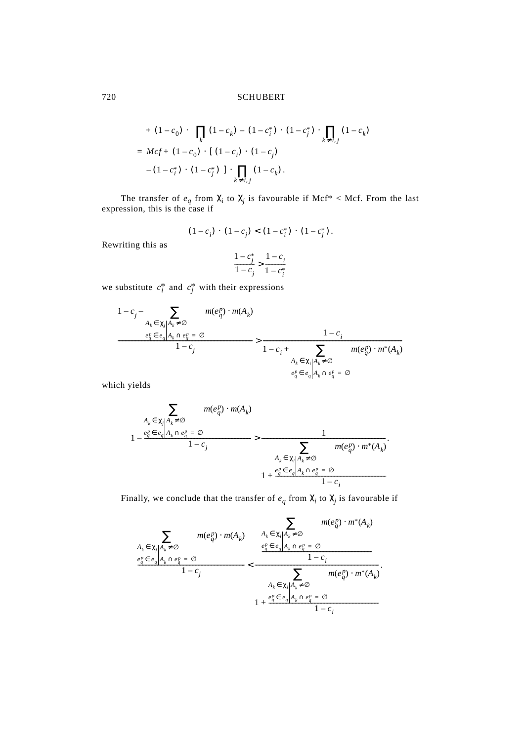$$
\begin{aligned}
&+ (1-c_0) \cdot \prod_k (1-c_k) - (1-c_i^*) \cdot (1-c_j^*) \cdot \prod_{k \neq i,j} (1-c_k) \\
&= Mcf + (1-c_0) \cdot [\,(1-c_i) \cdot (1-c_j) \\
&\quad - (1-c_i^*) \cdot (1-c_j^*)\,] \cdot \prod_{k \neq i,j} (1-c_k).
\end{aligned}
$$

The transfer of $e_q$ from $\chi_i$ to $\chi_j$ is favourable if Mcf* < Mcf. From the last expression, this is the case if

$$
(1-c_i) \cdot (1-c_j) < (1-c_i^*) \cdot (1-c_j^*).
$$

Rewriting this as

$$
\frac{1-c_j^*}{1-c_j} > \frac{1-c_i}{1-c_i^*}
$$

we substitute $c_i^*$ and $c_j^*$ with their expressions

$$
\frac{1 - c_j - \displaystyle\sum_{\substack{A_k \in \chi_j \mid A_k \neq \emptyset \\ e_q^p \in e_q \mid A_k \cap e_q^p = \emptyset}} m(e_q^p) \cdot m(A_k)}{1-c_j} > \frac{1-c_i}{1 - c_i + \displaystyle\sum_{\substack{A_k \in \chi_i \mid A_k \neq \emptyset \\ e_q^p \in e_q \mid A_k \cap e_q^p = \emptyset}} m(e_q^p) \cdot m^*(A_k)}
$$

which yields

$$
1 - \frac{\displaystyle\sum_{\substack{A_k \in \chi_j \mid A_k \neq \emptyset \\ e_q^p \in e_q \mid A_k \cap e_q^p = \emptyset}} m(e_q^p) \cdot m(A_k)}{1-c_j} > \frac{1}{1 + \dfrac{\displaystyle\sum_{\substack{A_k \in \chi_i \mid A_k \neq \emptyset \\ e_q^p \in e_q \mid A_k \cap e_q^p = \emptyset}} m(e_q^p) \cdot m^*(A_k)}{1-c_i}}.
$$

Finally, we conclude that the transfer of $e_q$ from $\chi_i$ to $\chi_j$ is favourable if

$$
\frac{\displaystyle\sum_{\substack{A_k \in \chi_j \mid A_k \neq \emptyset \\ e_q^p \in e_q \mid A_k \cap e_q^p = \emptyset}} m(e_q^p) \cdot m(A_k)}{1-c_j} < \frac{\dfrac{\displaystyle\sum_{\substack{A_k \in \chi_i \mid A_k \neq \emptyset \\ e_q^p \in e_q \mid A_k \cap e_q^p = \emptyset}} m(e_q^p) \cdot m^*(A_k)}{1-c_i}}{1 + \dfrac{\displaystyle\sum_{\substack{A_k \in \chi_i \mid A_k \neq \emptyset \\ e_q^p \in e_q \mid A_k \cap e_q^p = \emptyset}} m(e_q^p) \cdot m^*(A_k)}{1-c_i}}.
$$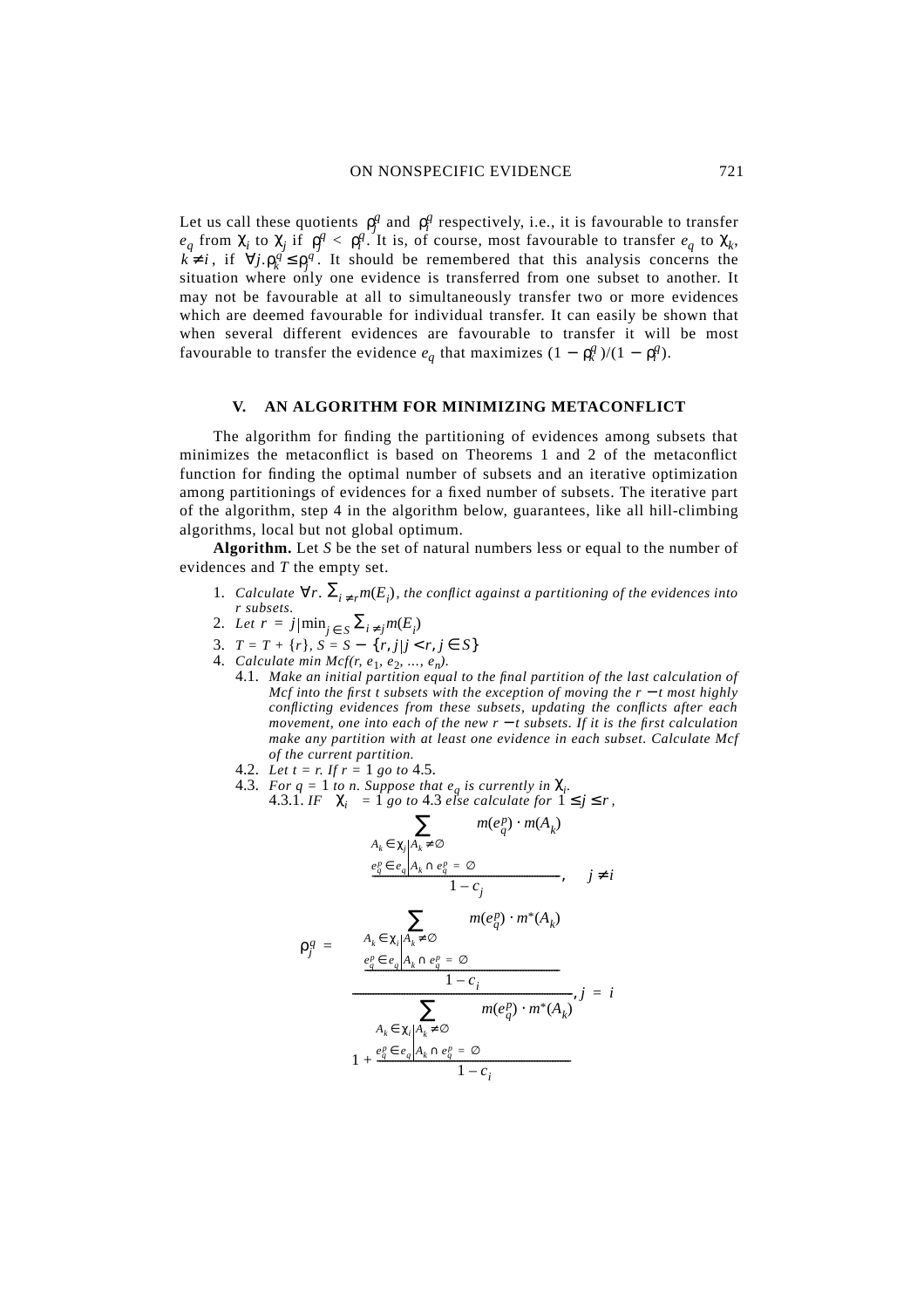Let us call these quotients $\rho_j^q$ and $\rho_i^q$ respectively, i.e., it is favourable to transfer $e_q$ from $\chi_i$ to $\chi_j$ if $\rho_j^q < \rho_i^q$. It is, of course, most favourable to transfer $e_q$ to $\chi_k$, $k \neq i$, if $\forall j. \rho_k^q \leq \rho_j^q$. It should be remembered that this analysis concerns the situation where only one evidence is transferred from one subset to another. It may not be favourable at all to simultaneously transfer two or more evidences which are deemed favourable for individual transfer. It can easily be shown that when several different evidences are favourable to transfer it will be most favourable to transfer the evidence $e_q$ that maximizes $(1 - \rho_k^q)/(1 - \rho_i^q)$.

## V. AN ALGORITHM FOR MINIMIZING METACONFLICT

The algorithm for finding the partitioning of evidences among subsets that minimizes the metaconflict is based on Theorems 1 and 2 of the metaconflict function for finding the optimal number of subsets and an iterative optimization among partitionings of evidences for a fixed number of subsets. The iterative part of the algorithm, step 4 in the algorithm below, guarantees, like all hill-climbing algorithms, local but not global optimum.

**Algorithm.** Let $S$ be the set of natural numbers less or equal to the number of evidences and $T$ the empty set.

1. *Calculate* $\forall r. \sum_{i \neq r} m(E_i)$, *the conflict against a partitioning of the evidences into r subsets.*
2. *Let* $r = j \mid \min_{j \in S} \sum_{i \neq j} m(E_i)$
3. $T = T + \{r\}$, $S = S - \{r, j \mid j < r, j \in S\}$
4. *Calculate min Mcf(r,* $e_1, e_2, \ldots, e_n$*).*
   - 4.1. *Make an initial partition equal to the final partition of the last calculation of Mcf into the first t subsets with the exception of moving the* $r - t$ *most highly conflicting evidences from these subsets, updating the conflicts after each movement, one into each of the new* $r - t$ *subsets. If it is the first calculation make any partition with at least one evidence in each subset. Calculate Mcf of the current partition.*
   - 4.2. *Let t = r. If r = 1 go to* 4.5.
   - 4.3. *For q = 1 to n. Suppose that* $e_q$ *is currently in* $\chi_i$.
     - 4.3.1. *IF* $|\chi_i| = 1$ *go to* 4.3 *else calculate for* $1 \leq j \leq r$,

$$
\rho_j^q = \begin{cases} \dfrac{\displaystyle\sum_{\substack{A_k \in \chi_j | A_k \neq \emptyset \\ e_q^p \in e_q | A_k \cap e_q^p = \emptyset}} m(e_q^p) \cdot m(A_k)}{1 - c_j}, & j \neq i \\[4em] \dfrac{\dfrac{\displaystyle\sum_{\substack{A_k \in \chi_i | A_k \neq \emptyset \\ e_q^p \in e_q | A_k \cap e_q^p = \emptyset}} m(e_q^p) \cdot m^*(A_k)}{1 - c_i}}{1 + \dfrac{\displaystyle\sum_{\substack{A_k \in \chi_i | A_k \neq \emptyset \\ e_q^p \in e_q | A_k \cap e_q^p = \emptyset}} m(e_q^p) \cdot m^*(A_k)}{1 - c_i}}, & j = i \end{cases}
$$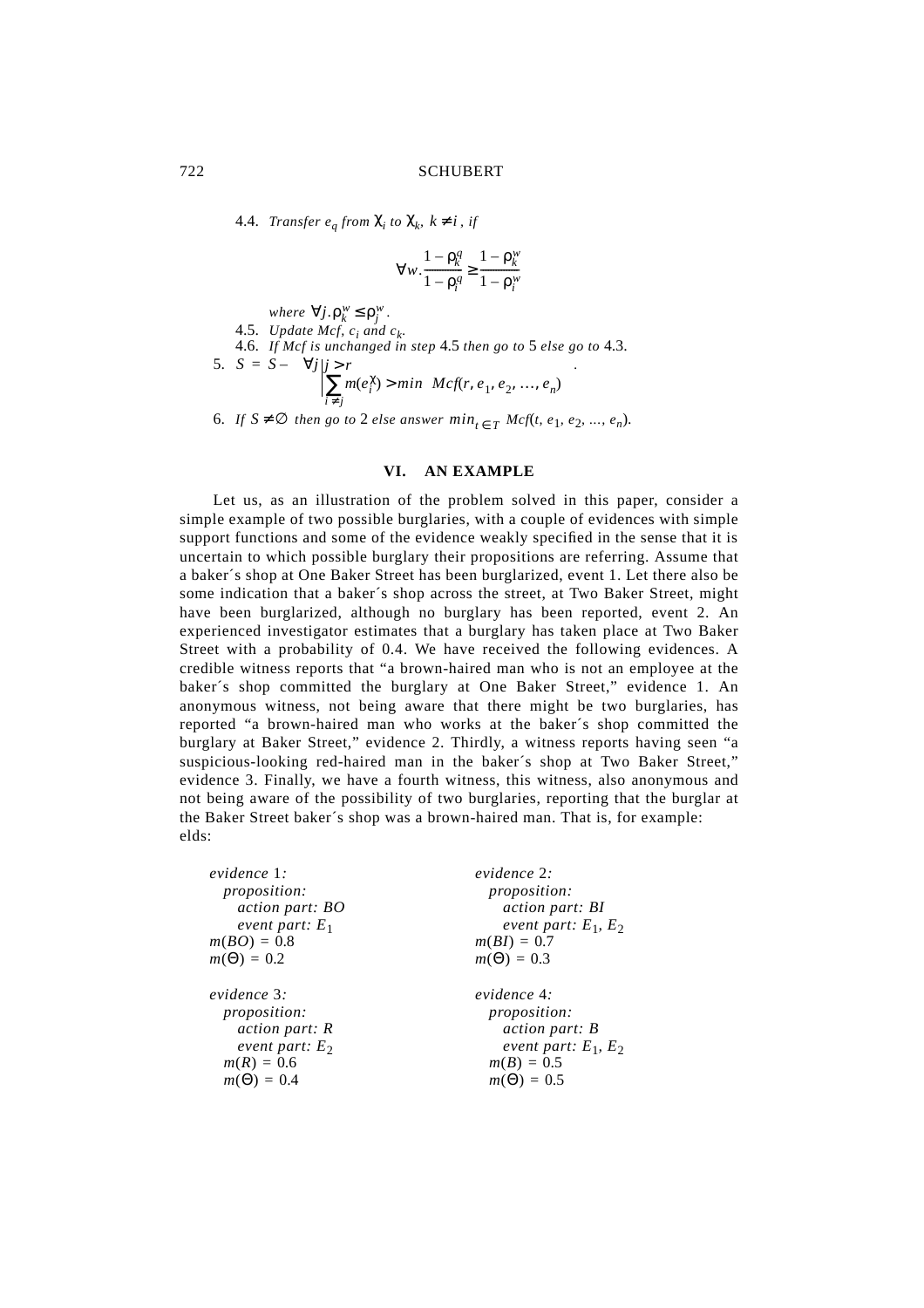4.4. *Transfer* $e_q$ *from* $\chi_i$ *to* $\chi_k$, $k \neq i$, *if*

$$\forall w. \frac{1-\rho_k^q}{1-\rho_i^q} \geq \frac{1-\rho_k^w}{1-\rho_i^w}$$

*where* $\forall j. \rho_k^w \leq \rho_j^w$.

4.5. *Update Mcf,* $c_i$ *and* $c_k$.

4.6. *If Mcf is unchanged in step* 4.5 *then go to* 5 *else go to* 4.3.

5. $S = S - \left\{ \forall j \middle| j > r \left| \sum_{i \neq j} m(e_i^{\chi}) > min \ Mcf(r, e_1, e_2, \ldots, e_n) \right. \right\}$.

6. *If* $S \neq \emptyset$ *then go to* 2 *else answer* $min_{t \in T} \ Mcf(t, e_1, e_2, \ldots, e_n)$.

## VI. AN EXAMPLE

Let us, as an illustration of the problem solved in this paper, consider a simple example of two possible burglaries, with a couple of evidences with simple support functions and some of the evidence weakly specified in the sense that it is uncertain to which possible burglary their propositions are referring. Assume that a baker´s shop at One Baker Street has been burglarized, event 1. Let there also be some indication that a baker´s shop across the street, at Two Baker Street, might have been burglarized, although no burglary has been reported, event 2. An experienced investigator estimates that a burglary has taken place at Two Baker Street with a probability of 0.4. We have received the following evidences. A credible witness reports that "a brown-haired man who is not an employee at the baker´s shop committed the burglary at One Baker Street," evidence 1. An anonymous witness, not being aware that there might be two burglaries, has reported "a brown-haired man who works at the baker´s shop committed the burglary at Baker Street," evidence 2. Thirdly, a witness reports having seen "a suspicious-looking red-haired man in the baker´s shop at Two Baker Street," evidence 3. Finally, we have a fourth witness, this witness, also anonymous and not being aware of the possibility of two burglaries, reporting that the burglar at the Baker Street baker´s shop was a brown-haired man. That is, for example: elds:

*evidence* 1:
*proposition:*
*action part: BO*
*event part:* $E_1$
$m(BO) = 0.8$
$m(\Theta) = 0.2$

*evidence* 2:
*proposition:*
*action part: BI*
*event part:* $E_1, E_2$
$m(BI) = 0.7$
$m(\Theta) = 0.3$

*evidence* 3:
*proposition:*
*action part: R*
*event part:* $E_2$
$m(R) = 0.6$
$m(\Theta) = 0.4$

*evidence* 4:
*proposition:*
*action part: B*
*event part:* $E_1, E_2$
$m(B) = 0.5$
$m(\Theta) = 0.5$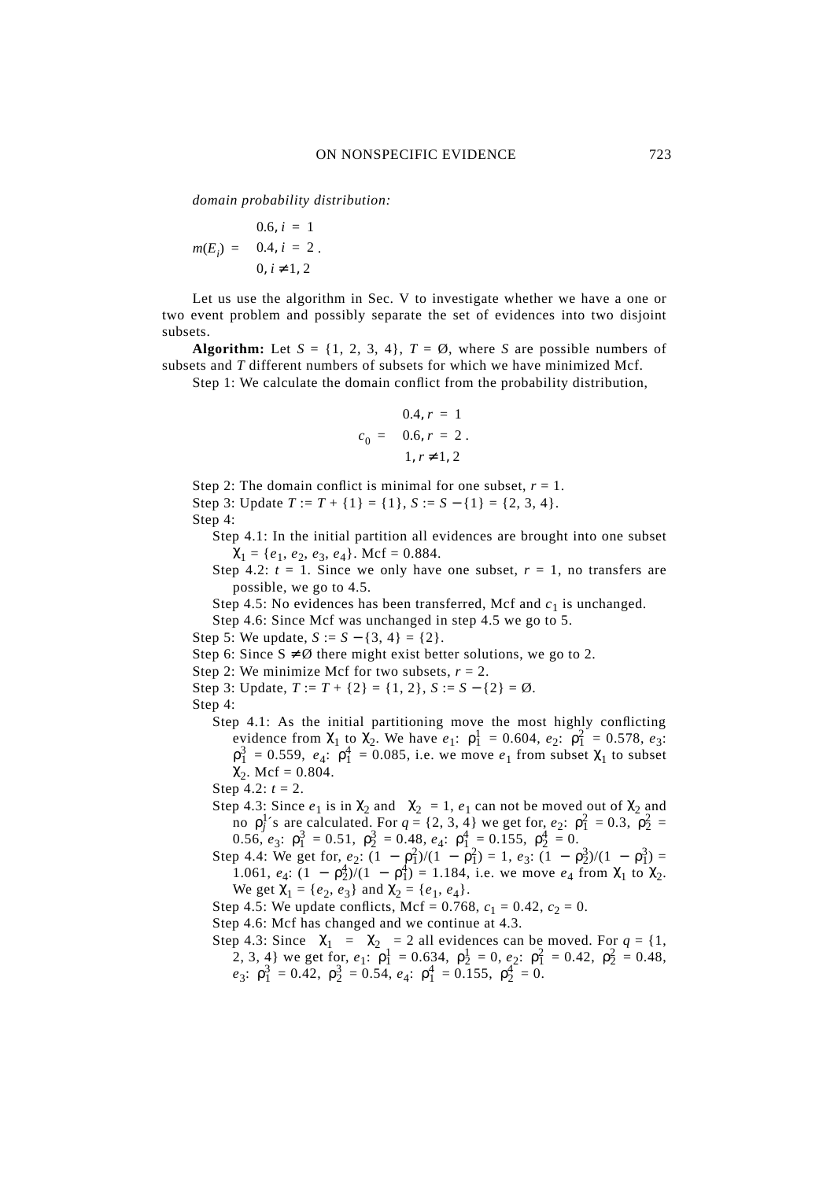*domain probability distribution:*

$$m(E_i) = \begin{cases} 0.6, i = 1 \\ 0.4, i = 2 \\ 0, i \neq 1, 2 \end{cases}.$$

Let us use the algorithm in Sec. V to investigate whether we have a one or two event problem and possibly separate the set of evidences into two disjoint subsets.

**Algorithm:** Let $S = \{1, 2, 3, 4\}$, $T = \emptyset$, where $S$ are possible numbers of subsets and $T$ different numbers of subsets for which we have minimized Mcf.

Step 1: We calculate the domain conflict from the probability distribution,

$$c_0 = \begin{cases} 0.4, r = 1 \\ 0.6, r = 2 \\ 1, r \neq 1, 2 \end{cases}.$$

Step 2: The domain conflict is minimal for one subset, $r = 1$.

Step 3: Update $T := T + \{1\} = \{1\}$, $S := S - \{1\} = \{2, 3, 4\}$.

Step 4:

- Step 4.1: In the initial partition all evidences are brought into one subset $\chi_1 = \{e_1, e_2, e_3, e_4\}$. Mcf = 0.884.
- Step 4.2: $t = 1$. Since we only have one subset, $r = 1$, no transfers are possible, we go to 4.5.
- Step 4.5: No evidences has been transferred, Mcf and $c_1$ is unchanged.
- Step 4.6: Since Mcf was unchanged in step 4.5 we go to 5.

Step 5: We update, $S := S - \{3, 4\} = \{2\}$.

Step 6: Since $S \neq \emptyset$ there might exist better solutions, we go to 2.

Step 2: We minimize Mcf for two subsets, $r = 2$.

Step 3: Update, $T := T + \{2\} = \{1, 2\}$, $S := S - \{2\} = \emptyset$.

Step 4:

- Step 4.1: As the initial partitioning move the most highly conflicting evidence from $\chi_1$ to $\chi_2$. We have $e_1$: $\rho_1^1 = 0.604$, $e_2$: $\rho_1^2 = 0.578$, $e_3$: $\rho_1^3 = 0.559$, $e_4$: $\rho_1^4 = 0.085$, i.e. we move $e_1$ from subset $\chi_1$ to subset $\chi_2$. Mcf = 0.804.
- Step 4.2: $t = 2$.
- Step 4.3: Since $e_1$ is in $\chi_2$ and $|\chi_2| = 1$, $e_1$ can not be moved out of $\chi_2$ and no $\rho_j^1$'s are calculated. For $q = \{2, 3, 4\}$ we get for, $e_2$: $\rho_1^2 = 0.3$, $\rho_2^2 = 0.56$, $e_3$: $\rho_1^3 = 0.51$, $\rho_2^3 = 0.48$, $e_4$: $\rho_1^4 = 0.155$, $\rho_2^4 = 0$.
- Step 4.4: We get for, $e_2$: $(1 - \rho_1^2)/(1 - \rho_1^2) = 1$, $e_3$: $(1 - \rho_2^3)/(1 - \rho_1^3) = 1.061$, $e_4$: $(1 - \rho_2^4)/(1 - \rho_1^4) = 1.184$, i.e. we move $e_4$ from $\chi_1$ to $\chi_2$. We get $\chi_1 = \{e_2, e_3\}$ and $\chi_2 = \{e_1, e_4\}$.
- Step 4.5: We update conflicts, Mcf = 0.768, $c_1 = 0.42$, $c_2 = 0$.
- Step 4.6: Mcf has changed and we continue at 4.3.
- Step 4.3: Since $|\chi_1| = |\chi_2| = 2$ all evidences can be moved. For $q = \{1, 2, 3, 4\}$ we get for, $e_1$: $\rho_1^1 = 0.634$, $\rho_2^1 = 0$, $e_2$: $\rho_1^2 = 0.42$, $\rho_2^2 = 0.48$, $e_3$: $\rho_1^3 = 0.42$, $\rho_2^3 = 0.54$, $e_4$: $\rho_1^4 = 0.155$, $\rho_2^4 = 0$.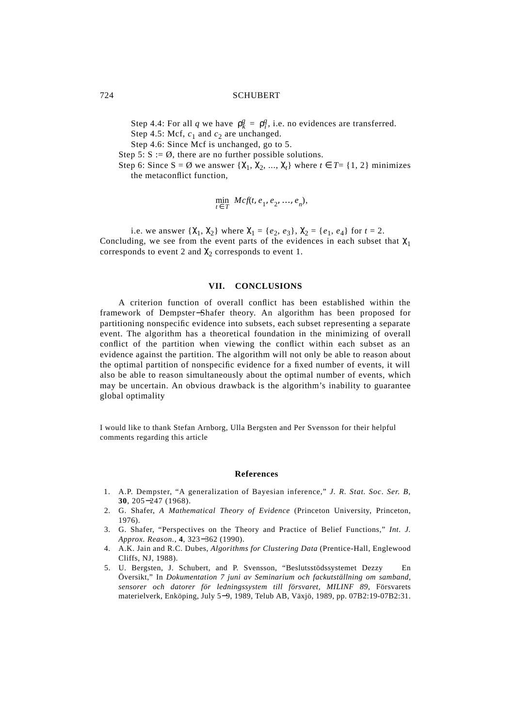Step 4.4: For all $q$ we have $\rho_k^q = \rho_l^q$, i.e. no evidences are transferred.

Step 4.5: Mcf, $c_1$ and $c_2$ are unchanged.

Step 4.6: Since Mcf is unchanged, go to 5.

Step 5: S := Ø, there are no further possible solutions.

Step 6: Since S = Ø we answer $\{\chi_1, \chi_2, \ldots, \chi_t\}$ where $t \in T = \{1, 2\}$ minimizes the metaconflict function,

$$\min_{t \in T} \; Mcf(t, e_1, e_2, \ldots, e_n),$$

i.e. we answer $\{\chi_1, \chi_2\}$ where $\chi_1 = \{e_2, e_3\}$, $\chi_2 = \{e_1, e_4\}$ for $t = 2$. Concluding, we see from the event parts of the evidences in each subset that $\chi_1$ corresponds to event 2 and $\chi_2$ corresponds to event 1.

## VII. CONCLUSIONS

A criterion function of overall conflict has been established within the framework of Dempster–Shafer theory. An algorithm has been proposed for partitioning nonspecific evidence into subsets, each subset representing a separate event. The algorithm has a theoretical foundation in the minimizing of overall conflict of the partition when viewing the conflict within each subset as an evidence against the partition. The algorithm will not only be able to reason about the optimal partition of nonspecific evidence for a fixed number of events, it will also be able to reason simultaneously about the optimal number of events, which may be uncertain. An obvious drawback is the algorithm's inability to guarantee global optimality

I would like to thank Stefan Arnborg, Ulla Bergsten and Per Svensson for their helpful comments regarding this article

### References

1. A.P. Dempster, "A generalization of Bayesian inference," *J. R. Stat. Soc. Ser. B*, **30**, 205–247 (1968).
2. G. Shafer, *A Mathematical Theory of Evidence* (Princeton University, Princeton, 1976).
3. G. Shafer, "Perspectives on the Theory and Practice of Belief Functions," *Int. J. Approx. Reason.*, **4**, 323–362 (1990).
4. A.K. Jain and R.C. Dubes, *Algorithms for Clustering Data* (Prentice-Hall, Englewood Cliffs, NJ, 1988).
5. U. Bergsten, J. Schubert, and P. Svensson, "Beslutsstödssystemet Dezzy En Översikt," In *Dokumentation 7 juni av Seminarium och fackutställning om samband, sensorer och datorer för ledningssystem till försvaret, MILINF 89*, Försvarets materielverk, Enköping, July 5–9, 1989, Telub AB, Växjö, 1989, pp. 07B2:19-07B2:31.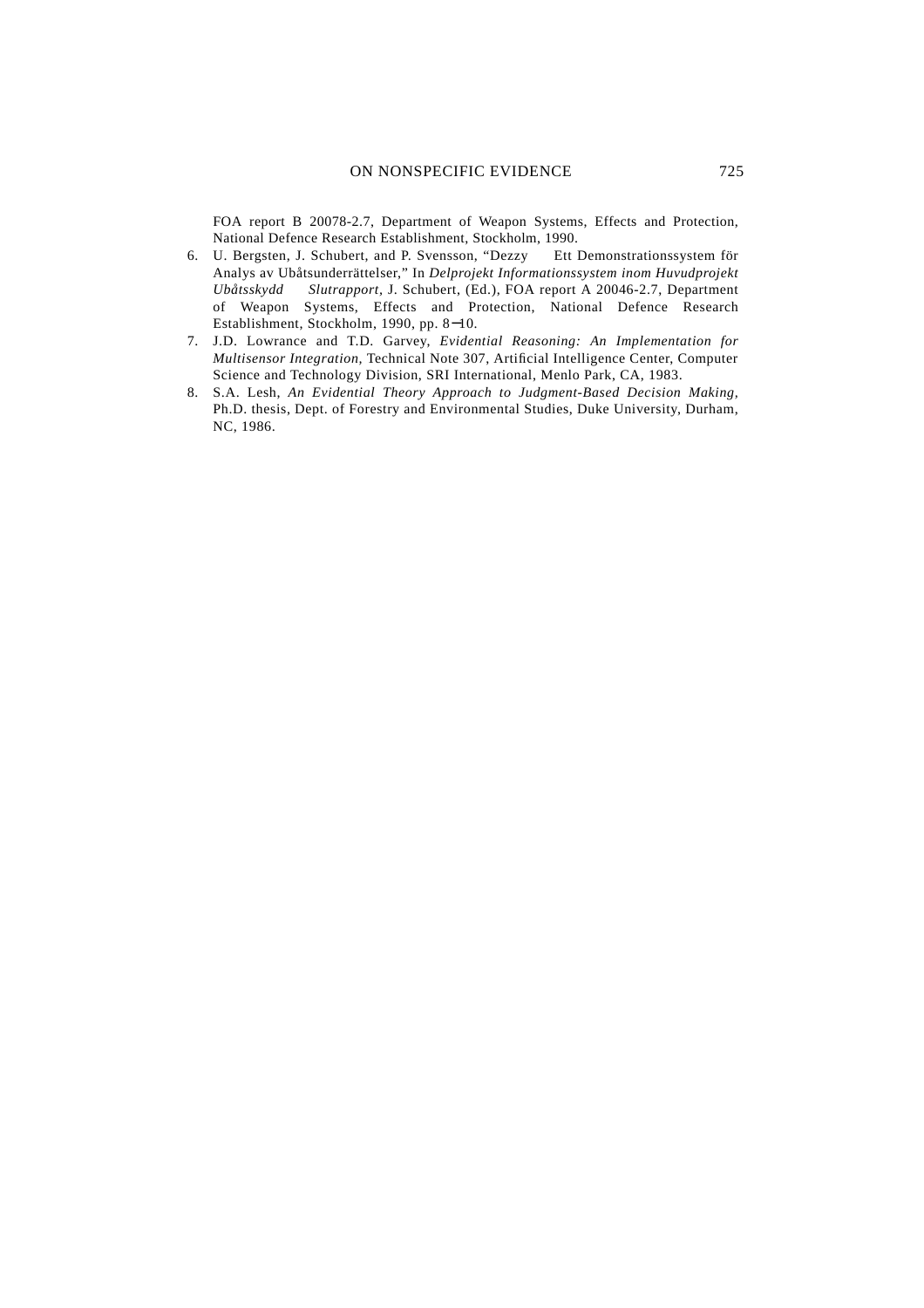FOA report B 20078-2.7, Department of Weapon Systems, Effects and Protection, National Defence Research Establishment, Stockholm, 1990.

6. U. Bergsten, J. Schubert, and P. Svensson, "Dezzy — Ett Demonstrationssystem för Analys av Ubåtsunderrättelser," In *Delprojekt Informationssystem inom Huvudprojekt Ubåtsskydd — Slutrapport*, J. Schubert, (Ed.), FOA report A 20046-2.7, Department of Weapon Systems, Effects and Protection, National Defence Research Establishment, Stockholm, 1990, pp. 8−10.
7. J.D. Lowrance and T.D. Garvey, *Evidential Reasoning: An Implementation for Multisensor Integration*, Technical Note 307, Artificial Intelligence Center, Computer Science and Technology Division, SRI International, Menlo Park, CA, 1983.
8. S.A. Lesh, *An Evidential Theory Approach to Judgment-Based Decision Making*, Ph.D. thesis, Dept. of Forestry and Environmental Studies, Duke University, Durham, NC, 1986.